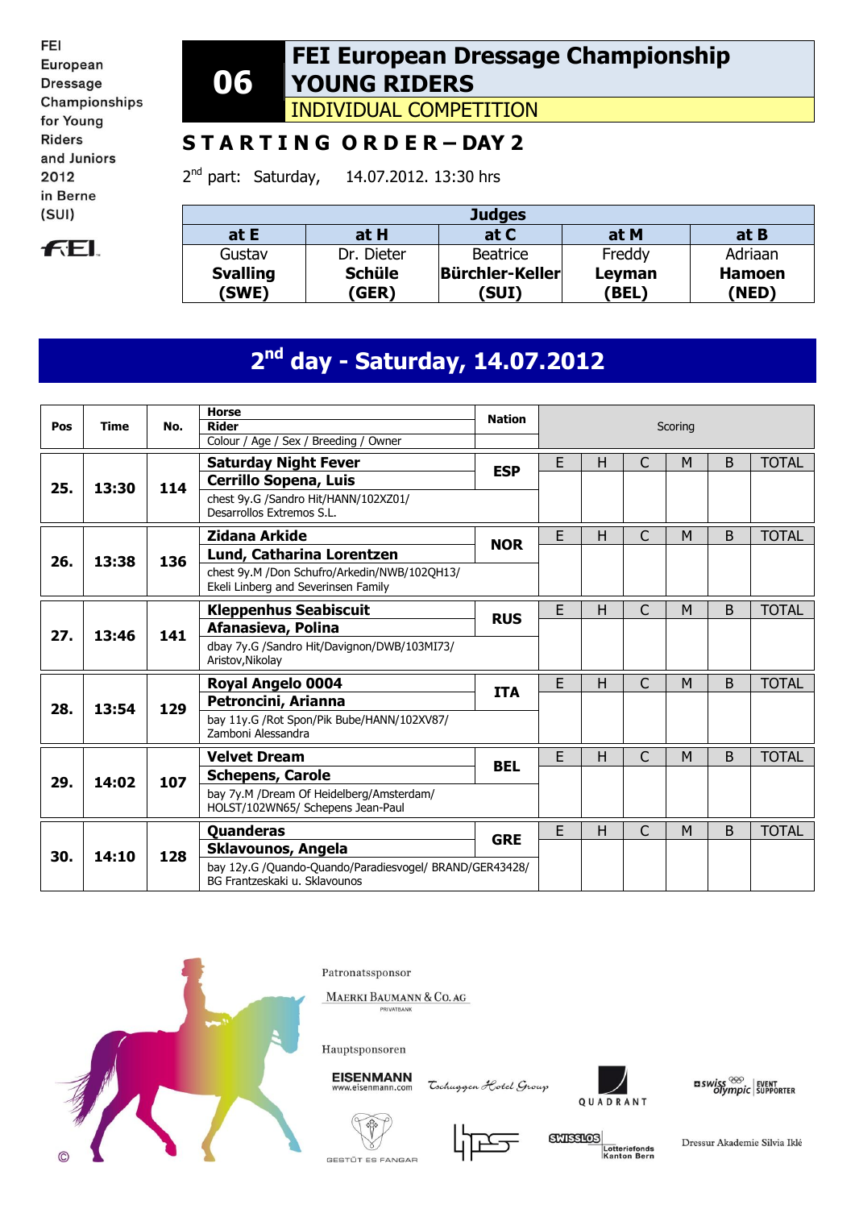FEI European Dressage Championships for Young Riders and Juniors 2012 in Berne (SUI)

# 06 FEI European Dressage Championship YOUNG RIDERS

## INDIVIDUAL COMPETITION

## STARTING ORDER – DAY 2

2nd part: Saturday, 14.07.2012. 13:30 hrs

| Judges | | | | |
|---|---|---|---|---|
| at E | at H | at C | at M | at B |
| Gustav **Svalling** **(SWE)** | Dr. Dieter **Schüle** **(GER)** | Beatrice **Bürchler-Keller** **(SUI)** | Freddy **Leyman** **(BEL)** | Adriaan **Hamoen** **(NED)** |

## 2nd day - Saturday, 14.07.2012

| Pos | Time | No. | Horse / Rider / Colour / Age / Sex / Breeding / Owner | Nation | E | H | C | M | B | TOTAL |
|---|---|---|---|---|---|---|---|---|---|---|
| 25. | 13:30 | 114 | **Saturday Night Fever**<br>**Cerrillo Sopena, Luis**<br>chest 9y.G /Sandro Hit/HANN/102XZ01/ Desarrollos Extremos S.L. | ESP | | | | | | |
| 26. | 13:38 | 136 | **Zidana Arkide**<br>**Lund, Catharina Lorentzen**<br>chest 9y.M /Don Schufro/Arkedin/NWB/102QH13/ Ekeli Linberg and Severinsen Family | NOR | | | | | | |
| 27. | 13:46 | 141 | **Kleppenhus Seabiscuit**<br>**Afanasieva, Polina**<br>dbay 7y.G /Sandro Hit/Davignon/DWB/103MI73/ Aristov,Nikolay | RUS | | | | | | |
| 28. | 13:54 | 129 | **Royal Angelo 0004**<br>**Petroncini, Arianna**<br>bay 11y.G /Rot Spon/Pik Bube/HANN/102XV87/ Zamboni Alessandra | ITA | | | | | | |
| 29. | 14:02 | 107 | **Velvet Dream**<br>**Schepens, Carole**<br>bay 7y.M /Dream Of Heidelberg/Amsterdam/ HOLST/102WN65/ Schepens Jean-Paul | BEL | | | | | | |
| 30. | 14:10 | 128 | **Quanderas**<br>**Sklavounos, Angela**<br>bay 12y.G /Quando-Quando/Paradiesvogel/ BRAND/GER43428/ BG Frantzeskaki u. Sklavounos | GRE | | | | | | |

Patronatssponsor

MAERKI BAUMANN & CO. AG PRIVATBANK

Hauptsponsoren

EISENMANN www.eisenmann.com · Tschuggen Hotel Group · QUADRANT · swiss olympic EVENT SUPPORTER · GESTÜT ES FANGAR · SWISSLOS Lotteriefonds Kanton Bern · Dressur Akademie Silvia Iklé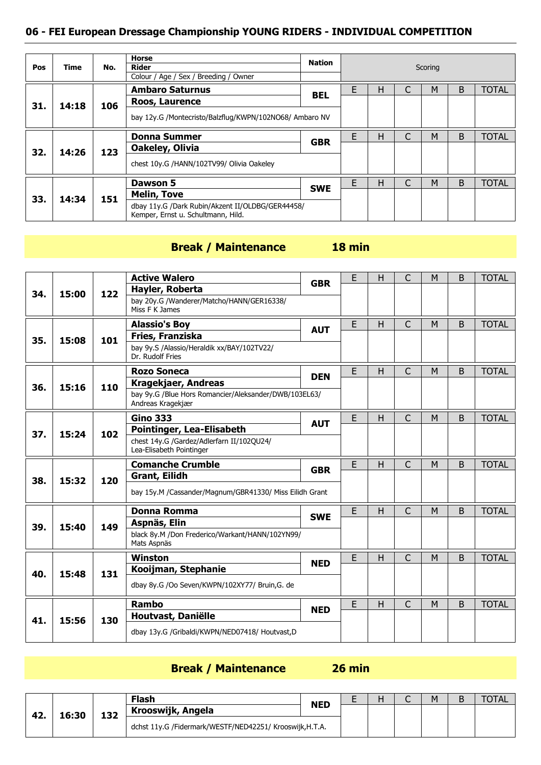## 06 - FEI European Dressage Championship YOUNG RIDERS - INDIVIDUAL COMPETITION

| Pos | Time | No. | Horse / Rider / Colour / Age / Sex / Breeding / Owner | Nation | E | H | C | M | B | TOTAL |
|---|---|---|---|---|---|---|---|---|---|---|
| 31. | 14:18 | 106 | **Ambaro Saturnus**<br>**Roos, Laurence**<br>bay 12y.G /Montecristo/Balzflug/KWPN/102NO68/ Ambaro NV | BEL | | | | | | |
| 32. | 14:26 | 123 | **Donna Summer**<br>**Oakeley, Olivia**<br>chest 10y.G /HANN/102TV99/ Olivia Oakeley | GBR | | | | | | |
| 33. | 14:34 | 151 | **Dawson 5**<br>**Melin, Tove**<br>dbay 11y.G /Dark Rubin/Akzent II/OLDBG/GER44458/ Kemper, Ernst u. Schultmann, Hild. | SWE | | | | | | |

**Break / Maintenance 18 min**

| Pos | Time | No. | Horse / Rider / Colour / Age / Sex / Breeding / Owner | Nation | E | H | C | M | B | TOTAL |
|---|---|---|---|---|---|---|---|---|---|---|
| 34. | 15:00 | 122 | **Active Walero**<br>**Hayler, Roberta**<br>bay 20y.G /Wanderer/Matcho/HANN/GER16338/ Miss F K James | GBR | | | | | | |
| 35. | 15:08 | 101 | **Alassio's Boy**<br>**Fries, Franziska**<br>bay 9y.S /Alassio/Heraldik xx/BAY/102TV22/ Dr. Rudolf Fries | AUT | | | | | | |
| 36. | 15:16 | 110 | **Rozo Soneca**<br>**Kragekjaer, Andreas**<br>bay 9y.G /Blue Hors Romancier/Aleksander/DWB/103EL63/ Andreas Kragekjær | DEN | | | | | | |
| 37. | 15:24 | 102 | **Gino 333**<br>**Pointinger, Lea-Elisabeth**<br>chest 14y.G /Gardez/Adlerfarn II/102QU24/ Lea-Elisabeth Pointinger | AUT | | | | | | |
| 38. | 15:32 | 120 | **Comanche Crumble**<br>**Grant, Eilidh**<br>bay 15y.M /Cassander/Magnum/GBR41330/ Miss Eilidh Grant | GBR | | | | | | |
| 39. | 15:40 | 149 | **Donna Romma**<br>**Aspnäs, Elin**<br>black 8y.M /Don Frederico/Warkant/HANN/102YN99/ Mats Aspnäs | SWE | | | | | | |
| 40. | 15:48 | 131 | **Winston**<br>**Kooijman, Stephanie**<br>dbay 8y.G /Oo Seven/KWPN/102XY77/ Bruin,G. de | NED | | | | | | |
| 41. | 15:56 | 130 | **Rambo**<br>**Houtvast, Daniëlle**<br>dbay 13y.G /Gribaldi/KWPN/NED07418/ Houtvast,D | NED | | | | | | |

**Break / Maintenance 26 min**

| Pos | Time | No. | Horse / Rider / Colour / Age / Sex / Breeding / Owner | Nation | E | H | C | M | B | TOTAL |
|---|---|---|---|---|---|---|---|---|---|---|
| 42. | 16:30 | 132 | **Flash**<br>**Krooswijk, Angela**<br>dchst 11y.G /Fidermark/WESTF/NED42251/ Krooswijk,H.T.A. | NED | | | | | | |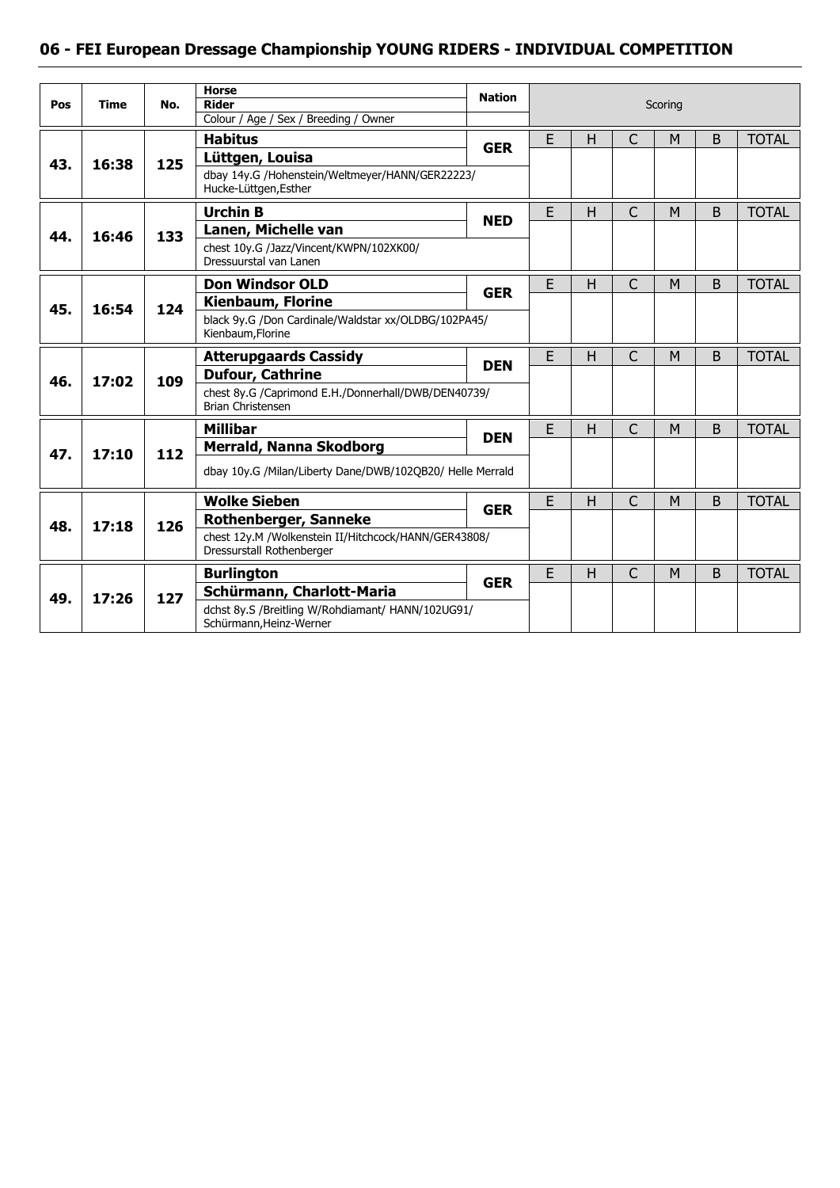## 06 - FEI European Dressage Championship YOUNG RIDERS - INDIVIDUAL COMPETITION

| Pos | Time | No. | Horse / Rider / Colour / Age / Sex / Breeding / Owner | Nation | E | H | C | M | B | TOTAL |
|---|---|---|---|---|---|---|---|---|---|---|
| 43. | 16:38 | 125 | **Habitus**<br>**Lüttgen, Louisa**<br>dbay 14y.G /Hohenstein/Weltmeyer/HANN/GER22223/ Hucke-Lüttgen,Esther | GER | | | | | | |
| 44. | 16:46 | 133 | **Urchin B**<br>**Lanen, Michelle van**<br>chest 10y.G /Jazz/Vincent/KWPN/102XK00/ Dressuurstal van Lanen | NED | | | | | | |
| 45. | 16:54 | 124 | **Don Windsor OLD**<br>**Kienbaum, Florine**<br>black 9y.G /Don Cardinale/Waldstar xx/OLDBG/102PA45/ Kienbaum,Florine | GER | | | | | | |
| 46. | 17:02 | 109 | **Atterupgaards Cassidy**<br>**Dufour, Cathrine**<br>chest 8y.G /Caprimond E.H./Donnerhall/DWB/DEN40739/ Brian Christensen | DEN | | | | | | |
| 47. | 17:10 | 112 | **Millibar**<br>**Merrald, Nanna Skodborg**<br>dbay 10y.G /Milan/Liberty Dane/DWB/102QB20/ Helle Merrald | DEN | | | | | | |
| 48. | 17:18 | 126 | **Wolke Sieben**<br>**Rothenberger, Sanneke**<br>chest 12y.M /Wolkenstein II/Hitchcock/HANN/GER43808/ Dressurstall Rothenberger | GER | | | | | | |
| 49. | 17:26 | 127 | **Burlington**<br>**Schürmann, Charlott-Maria**<br>dchst 8y.S /Breitling W/Rohdiamant/ HANN/102UG91/ Schürmann,Heinz-Werner | GER | | | | | | |